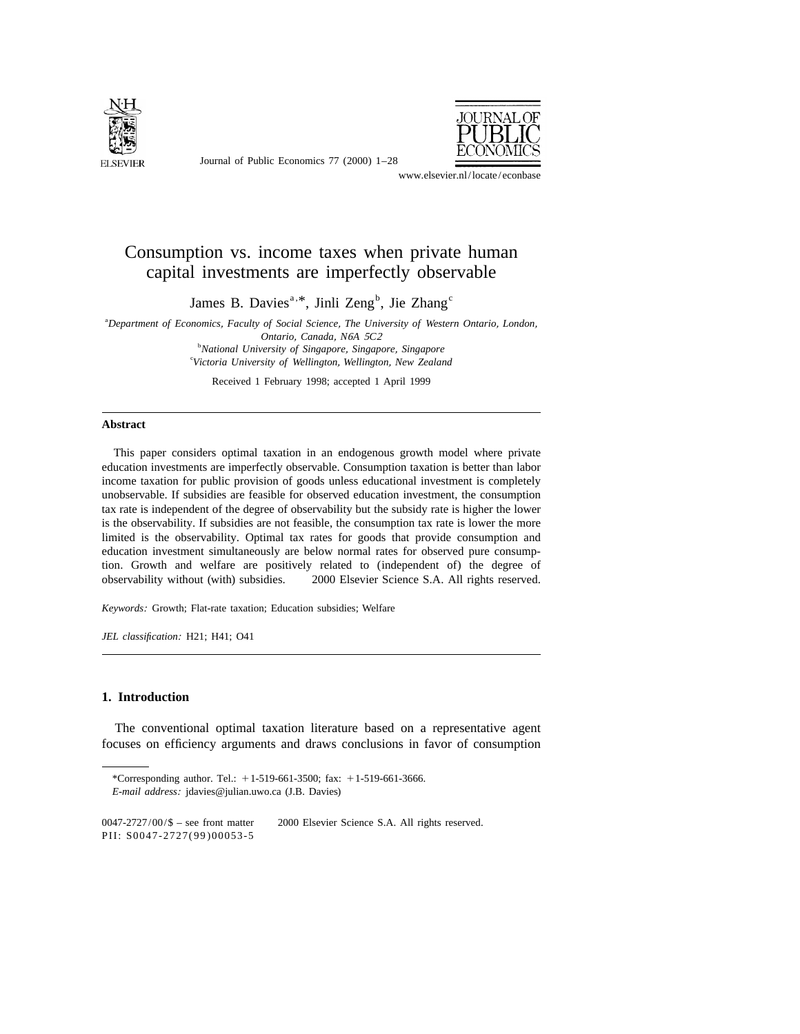# Consumption vs. income taxes when private human capital investments are imperfectly observable

James B. Davies[a,*], Jinli Zeng[b], Jie Zhang[c]

[a]*Department of Economics, Faculty of Social Science, The University of Western Ontario, London, Ontario, Canada, N6A 5C2*

[b]*National University of Singapore, Singapore, Singapore*

[c]*Victoria University of Wellington, Wellington, New Zealand*

Received 1 February 1998; accepted 1 April 1999

---

## Abstract

This paper considers optimal taxation in an endogenous growth model where private education investments are imperfectly observable. Consumption taxation is better than labor income taxation for public provision of goods unless educational investment is completely unobservable. If subsidies are feasible for observed education investment, the consumption tax rate is independent of the degree of observability but the subsidy rate is higher the lower is the observability. If subsidies are not feasible, the consumption tax rate is lower the more limited is the observability. Optimal tax rates for goods that provide consumption and education investment simultaneously are below normal rates for observed pure consumption. Growth and welfare are positively related to (independent of) the degree of observability without (with) subsidies. © 2000 Elsevier Science S.A. All rights reserved.

*Keywords:* Growth; Flat-rate taxation; Education subsidies; Welfare

*JEL classification:* H21; H41; O41

---

## 1. Introduction

The conventional optimal taxation literature based on a representative agent focuses on efficiency arguments and draws conclusions in favor of consumption

---

*Corresponding author. Tel.: +1-519-661-3500; fax: +1-519-661-3666.
*E-mail address:* jdavies@julian.uwo.ca (J.B. Davies)

0047-2727/00/$ – see front matter © 2000 Elsevier Science S.A. All rights reserved.
PII: S0047-2727(99)00053-5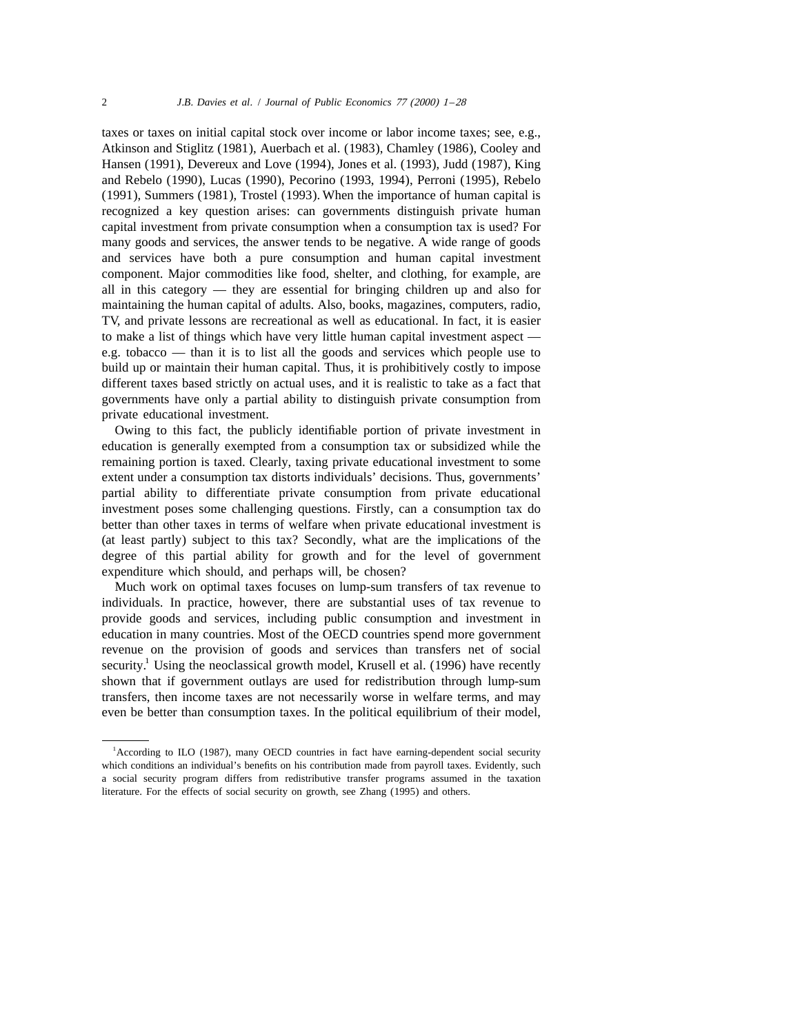taxes or taxes on initial capital stock over income or labor income taxes; see, e.g., Atkinson and Stiglitz (1981), Auerbach et al. (1983), Chamley (1986), Cooley and Hansen (1991), Devereux and Love (1994), Jones et al. (1993), Judd (1987), King and Rebelo (1990), Lucas (1990), Pecorino (1993, 1994), Perroni (1995), Rebelo (1991), Summers (1981), Trostel (1993). When the importance of human capital is recognized a key question arises: can governments distinguish private human capital investment from private consumption when a consumption tax is used? For many goods and services, the answer tends to be negative. A wide range of goods and services have both a pure consumption and human capital investment component. Major commodities like food, shelter, and clothing, for example, are all in this category — they are essential for bringing children up and also for maintaining the human capital of adults. Also, books, magazines, computers, radio, TV, and private lessons are recreational as well as educational. In fact, it is easier to make a list of things which have very little human capital investment aspect — e.g. tobacco — than it is to list all the goods and services which people use to build up or maintain their human capital. Thus, it is prohibitively costly to impose different taxes based strictly on actual uses, and it is realistic to take as a fact that governments have only a partial ability to distinguish private consumption from private educational investment.

Owing to this fact, the publicly identifiable portion of private investment in education is generally exempted from a consumption tax or subsidized while the remaining portion is taxed. Clearly, taxing private educational investment to some extent under a consumption tax distorts individuals' decisions. Thus, governments' partial ability to differentiate private consumption from private educational investment poses some challenging questions. Firstly, can a consumption tax do better than other taxes in terms of welfare when private educational investment is (at least partly) subject to this tax? Secondly, what are the implications of the degree of this partial ability for growth and for the level of government expenditure which should, and perhaps will, be chosen?

Much work on optimal taxes focuses on lump-sum transfers of tax revenue to individuals. In practice, however, there are substantial uses of tax revenue to provide goods and services, including public consumption and investment in education in many countries. Most of the OECD countries spend more government revenue on the provision of goods and services than transfers net of social security.[1] Using the neoclassical growth model, Krusell et al. (1996) have recently shown that if government outlays are used for redistribution through lump-sum transfers, then income taxes are not necessarily worse in welfare terms, and may even be better than consumption taxes. In the political equilibrium of their model,

[1]According to ILO (1987), many OECD countries in fact have earning-dependent social security which conditions an individual's benefits on his contribution made from payroll taxes. Evidently, such a social security program differs from redistributive transfer programs assumed in the taxation literature. For the effects of social security on growth, see Zhang (1995) and others.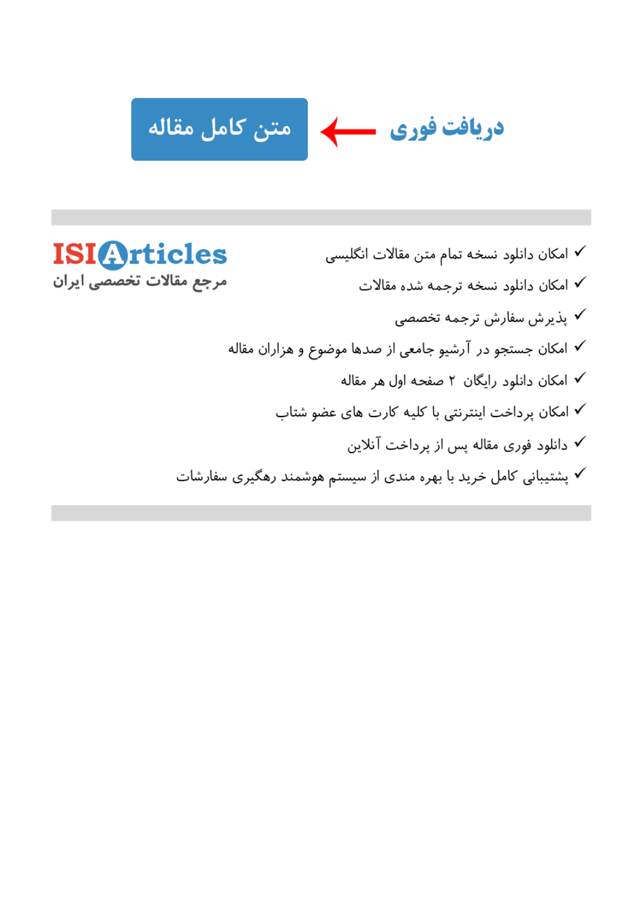دریافت فوری ← متن کامل مقاله

ISIArticles
مرجع مقالات تخصصی ایران

- ✓ امکان دانلود نسخه تمام متن مقالات انگلیسی
- ✓ امکان دانلود نسخه ترجمه شده مقالات
- ✓ پذیرش سفارش ترجمه تخصصی
- ✓ امکان جستجو در آرشیو جامعی از صدها موضوع و هزاران مقاله
- ✓ امکان دانلود رایگان ۲ صفحه اول هر مقاله
- ✓ امکان پرداخت اینترنتی با کلیه کارت های عضو شتاب
- ✓ دانلود فوری مقاله پس از پرداخت آنلاین
- ✓ پشتیبانی کامل خرید با بهره مندی از سیستم هوشمند رهگیری سفارشات